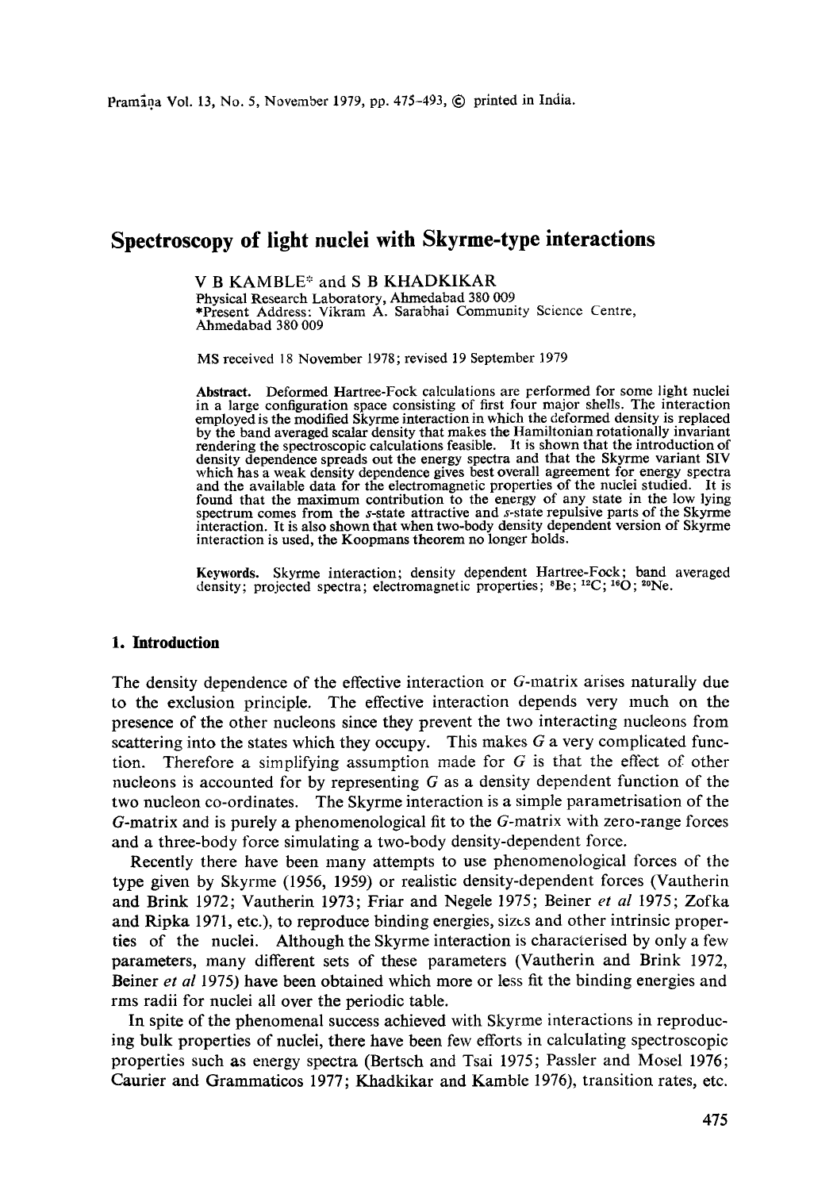# Spectroscopy of light nuclei with Skyrme-type interactions

V B KAMBLE* and S B KHADKIKAR
Physical Research Laboratory, Ahmedabad 380 009
*Present Address: Vikram A. Sarabhai Community Science Centre, Ahmedabad 380 009

MS received 18 November 1978; revised 19 September 1979

**Abstract.** Deformed Hartree-Fock calculations are performed for some light nuclei in a large configuration space consisting of first four major shells. The interaction employed is the modified Skyrme interaction in which the deformed density is replaced by the band averaged scalar density that makes the Hamiltonian rotationally invariant rendering the spectroscopic calculations feasible. It is shown that the introduction of density dependence spreads out the energy spectra and that the Skyrme variant SIV which has a weak density dependence gives best overall agreement for energy spectra and the available data for the electromagnetic properties of the nuclei studied. It is found that the maximum contribution to the energy of any state in the low lying spectrum comes from the *s*-state attractive and *s*-state repulsive parts of the Skyrme interaction. It is also shown that when two-body density dependent version of Skyrme interaction is used, the Koopmans theorem no longer holds.

**Keywords.** Skyrme interaction; density dependent Hartree-Fock; band averaged density; projected spectra; electromagnetic properties; $^{8}$Be; $^{12}$C; $^{16}$O; $^{20}$Ne.

## 1. Introduction

The density dependence of the effective interaction or *G*-matrix arises naturally due to the exclusion principle. The effective interaction depends very much on the presence of the other nucleons since they prevent the two interacting nucleons from scattering into the states which they occupy. This makes *G* a very complicated function. Therefore a simplifying assumption made for *G* is that the effect of other nucleons is accounted for by representing *G* as a density dependent function of the two nucleon co-ordinates. The Skyrme interaction is a simple parametrisation of the *G*-matrix and is purely a phenomenological fit to the *G*-matrix with zero-range forces and a three-body force simulating a two-body density-dependent force.

Recently there have been many attempts to use phenomenological forces of the type given by Skyrme (1956, 1959) or realistic density-dependent forces (Vautherin and Brink 1972; Vautherin 1973; Friar and Negele 1975; Beiner *et al* 1975; Zofka and Ripka 1971, etc.), to reproduce binding energies, sizes and other intrinsic properties of the nuclei. Although the Skyrme interaction is characterised by only a few parameters, many different sets of these parameters (Vautherin and Brink 1972, Beiner *et al* 1975) have been obtained which more or less fit the binding energies and rms radii for nuclei all over the periodic table.

In spite of the phenomenal success achieved with Skyrme interactions in reproducing bulk properties of nuclei, there have been few efforts in calculating spectroscopic properties such as energy spectra (Bertsch and Tsai 1975; Passler and Mosel 1976; Caurier and Grammaticos 1977; Khadkikar and Kamble 1976), transition rates, etc.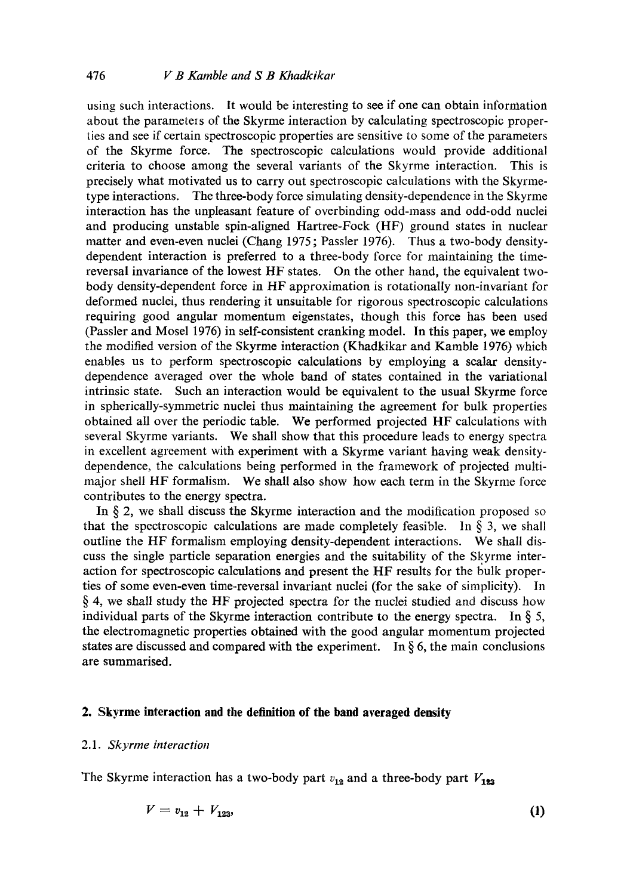using such interactions. It would be interesting to see if one can obtain information about the parameters of the Skyrme interaction by calculating spectroscopic properties and see if certain spectroscopic properties are sensitive to some of the parameters of the Skyrme force. The spectroscopic calculations would provide additional criteria to choose among the several variants of the Skyrme interaction. This is precisely what motivated us to carry out spectroscopic calculations with the Skyrme-type interactions. The three-body force simulating density-dependence in the Skyrme interaction has the unpleasant feature of overbinding odd-mass and odd-odd nuclei and producing unstable spin-aligned Hartree-Fock (HF) ground states in nuclear matter and even-even nuclei (Chang 1975; Passler 1976). Thus a two-body density-dependent interaction is preferred to a three-body force for maintaining the time-reversal invariance of the lowest HF states. On the other hand, the equivalent two-body density-dependent force in HF approximation is rotationally non-invariant for deformed nuclei, thus rendering it unsuitable for rigorous spectroscopic calculations requiring good angular momentum eigenstates, though this force has been used (Passler and Mosel 1976) in self-consistent cranking model. In this paper, we employ the modified version of the Skyrme interaction (Khadkikar and Kamble 1976) which enables us to perform spectroscopic calculations by employing a scalar density-dependence averaged over the whole band of states contained in the variational intrinsic state. Such an interaction would be equivalent to the usual Skyrme force in spherically-symmetric nuclei thus maintaining the agreement for bulk properties obtained all over the periodic table. We performed projected HF calculations with several Skyrme variants. We shall show that this procedure leads to energy spectra in excellent agreement with experiment with a Skyrme variant having weak density-dependence, the calculations being performed in the framework of projected multi-major shell HF formalism. We shall also show how each term in the Skyrme force contributes to the energy spectra.

In § 2, we shall discuss the Skyrme interaction and the modification proposed so that the spectroscopic calculations are made completely feasible. In § 3, we shall outline the HF formalism employing density-dependent interactions. We shall discuss the single particle separation energies and the suitability of the Skyrme interaction for spectroscopic calculations and present the HF results for the bulk properties of some even-even time-reversal invariant nuclei (for the sake of simplicity). In § 4, we shall study the HF projected spectra for the nuclei studied and discuss how individual parts of the Skyrme interaction contribute to the energy spectra. In § 5, the electromagnetic properties obtained with the good angular momentum projected states are discussed and compared with the experiment. In § 6, the main conclusions are summarised.

## 2. Skyrme interaction and the definition of the band averaged density

### 2.1. *Skyrme interaction*

The Skyrme interaction has a two-body part $v_{12}$ and a three-body part $V_{123}$

$$V = v_{12} + V_{123}, \tag{1}$$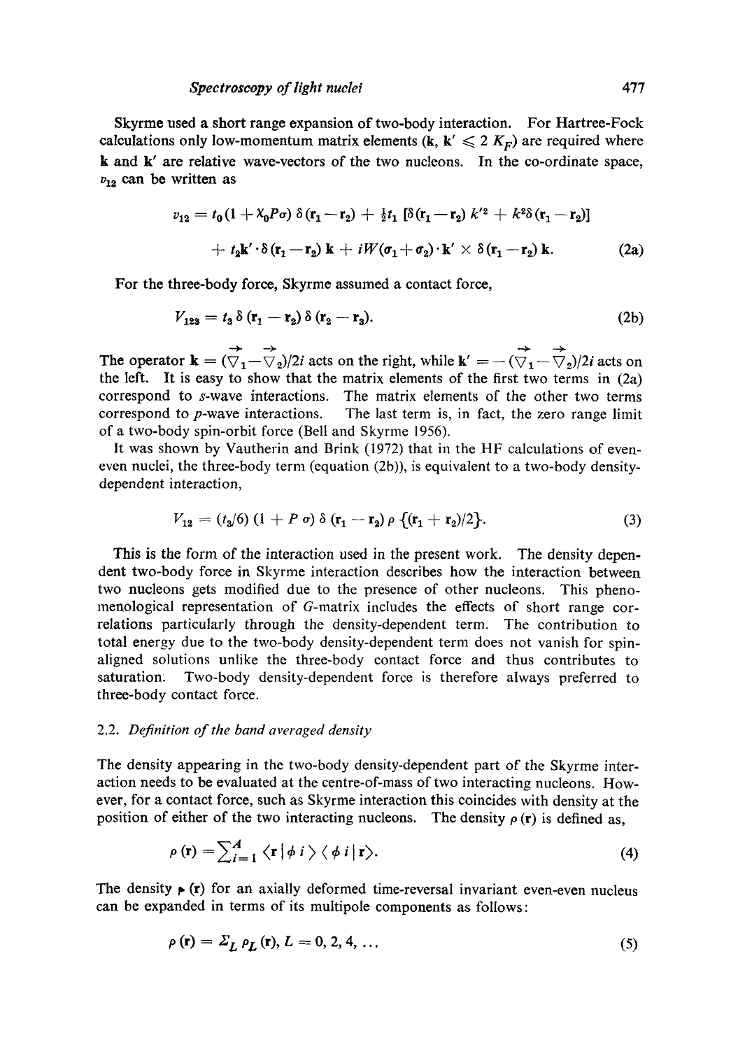Skyrme used a short range expansion of two-body interaction. For Hartree-Fock calculations only low-momentum matrix elements ($\mathbf{k}, \mathbf{k}' \leqslant 2\, K_F$) are required where $\mathbf{k}$ and $\mathbf{k}'$ are relative wave-vectors of the two nucleons. In the co-ordinate space, $v_{12}$ can be written as

$$v_{12} = t_0 (1 + X_0 P \sigma)\, \delta(\mathbf{r}_1 - \mathbf{r}_2) + \tfrac{1}{2} t_1 \left[\delta(\mathbf{r}_1 - \mathbf{r}_2)\, k'^2 + k^2 \delta(\mathbf{r}_1 - \mathbf{r}_2)\right]$$

$$+\, t_2 \mathbf{k}' \cdot \delta(\mathbf{r}_1 - \mathbf{r}_2)\, \mathbf{k} + iW(\boldsymbol{\sigma}_1 + \boldsymbol{\sigma}_2) \cdot \mathbf{k}' \times \delta(\mathbf{r}_1 - \mathbf{r}_2)\, \mathbf{k}. \tag{2a}$$

For the three-body force, Skyrme assumed a contact force,

$$V_{123} = t_3\, \delta(\mathbf{r}_1 - \mathbf{r}_2)\, \delta(\mathbf{r}_2 - \mathbf{r}_3). \tag{2b}$$

The operator $\mathbf{k} = (\overrightarrow{\nabla}_1 - \overrightarrow{\nabla}_2)/2i$ acts on the right, while $\mathbf{k}' = -(\overrightarrow{\nabla}_1 - \overrightarrow{\nabla}_2)/2i$ acts on the left. It is easy to show that the matrix elements of the first two terms in (2a) correspond to $s$-wave interactions. The matrix elements of the other two terms correspond to $p$-wave interactions. The last term is, in fact, the zero range limit of a two-body spin-orbit force (Bell and Skyrme 1956).

It was shown by Vautherin and Brink (1972) that in the HF calculations of even-even nuclei, the three-body term (equation (2b)), is equivalent to a two-body density-dependent interaction,

$$V_{12} = (t_3/6)\,(1 + P\,\sigma)\, \delta(\mathbf{r}_1 - \mathbf{r}_2)\, \rho\left\{(\mathbf{r}_1 + \mathbf{r}_2)/2\right\}. \tag{3}$$

This is the form of the interaction used in the present work. The density dependent two-body force in Skyrme interaction describes how the interaction between two nucleons gets modified due to the presence of other nucleons. This phenomenological representation of $G$-matrix includes the effects of short range correlations particularly through the density-dependent term. The contribution to total energy due to the two-body density-dependent term does not vanish for spin-aligned solutions unlike the three-body contact force and thus contributes to saturation. Two-body density-dependent force is therefore always preferred to three-body contact force.

### 2.2. *Definition of the band averaged density*

The density appearing in the two-body density-dependent part of the Skyrme interaction needs to be evaluated at the centre-of-mass of two interacting nucleons. However, for a contact force, such as Skyrme interaction this coincides with density at the position of either of the two interacting nucleons. The density $\rho(\mathbf{r})$ is defined as,

$$\rho(\mathbf{r}) = \sum_{i=1}^{A} \langle \mathbf{r} \,|\, \phi\, i \rangle \langle \phi\, i \,|\, \mathbf{r} \rangle. \tag{4}$$

The density $\rho(\mathbf{r})$ for an axially deformed time-reversal invariant even-even nucleus can be expanded in terms of its multipole components as follows:

$$\rho(\mathbf{r}) = \Sigma_L\, \rho_L(\mathbf{r}),\; L = 0, 2, 4, \ldots \tag{5}$$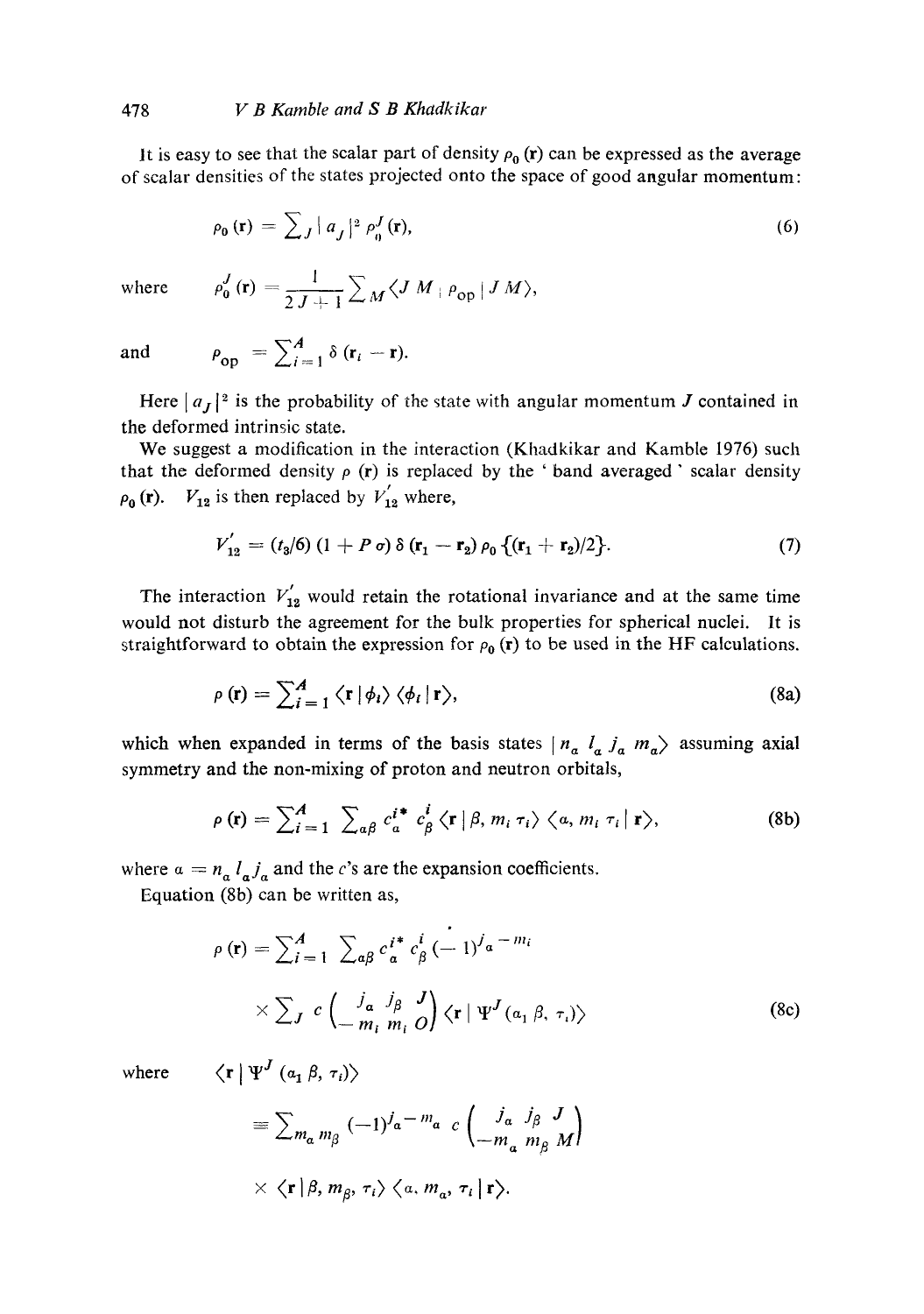It is easy to see that the scalar part of density $\rho_0(\mathbf{r})$ can be expressed as the average of scalar densities of the states projected onto the space of good angular momentum:

$$\rho_0(\mathbf{r}) = \sum_J |a_J|^2 \rho_0^J(\mathbf{r}), \tag{6}$$

where $$\rho_0^J(\mathbf{r}) = \frac{1}{2J+1} \sum_M \langle J\, M \,|\, \rho_{\text{op}} \,|\, J\, M \rangle,$$

and $$\rho_{\text{op}} = \sum_{i=1}^{A} \delta(\mathbf{r}_i - \mathbf{r}).$$

Here $|a_J|^2$ is the probability of the state with angular momentum $J$ contained in the deformed intrinsic state.

We suggest a modification in the interaction (Khadkikar and Kamble 1976) such that the deformed density $\rho(\mathbf{r})$ is replaced by the 'band averaged' scalar density $\rho_0(\mathbf{r})$. $V_{12}$ is then replaced by $V'_{12}$ where,

$$V'_{12} = (t_3/6)(1 + P\sigma)\,\delta(\mathbf{r}_1 - \mathbf{r}_2)\,\rho_0\{(\mathbf{r}_1 + \mathbf{r}_2)/2\}. \tag{7}$$

The interaction $V'_{12}$ would retain the rotational invariance and at the same time would not disturb the agreement for the bulk properties for spherical nuclei. It is straightforward to obtain the expression for $\rho_0(\mathbf{r})$ to be used in the HF calculations.

$$\rho(\mathbf{r}) = \sum_{i=1}^{A} \langle \mathbf{r} \,|\, \phi_i \rangle \langle \phi_i \,|\, \mathbf{r} \rangle, \tag{8a}$$

which when expanded in terms of the basis states $|n_a\, l_a\, j_a\, m_a\rangle$ assuming axial symmetry and the non-mixing of proton and neutron orbitals,

$$\rho(\mathbf{r}) = \sum_{i=1}^{A} \sum_{\alpha\beta} c_\alpha^{i*}\, c_\beta^{i} \langle \mathbf{r} \,|\, \beta, m_i\, \tau_i \rangle \langle \alpha, m_i\, \tau_i \,|\, \mathbf{r} \rangle, \tag{8b}$$

where $\alpha = n_a\, l_a j_a$ and the $c$'s are the expansion coefficients.

Equation (8b) can be written as,

$$\rho(\mathbf{r}) = \sum_{i=1}^{A} \sum_{\alpha\beta} c_\alpha^{i*}\, c_\beta^{i} (-1)^{j_a - m_i} \times \sum_J c \begin{pmatrix} j_a & j_\beta & J \\ -m_i & m_i & O \end{pmatrix} \langle \mathbf{r} \,|\, \Psi^J(\alpha_1\, \beta, \tau_i) \rangle \tag{8c}$$

where $$\langle \mathbf{r} \,|\, \Psi^J(\alpha_1\, \beta, \tau_i) \rangle \equiv \sum_{m_a m_\beta} (-1)^{j_a - m_a}\, c \begin{pmatrix} j_a & j_\beta & J \\ -m_a & m_\beta & M \end{pmatrix} \times \langle \mathbf{r} \,|\, \beta, m_\beta, \tau_i \rangle \langle \alpha, m_a, \tau_i \,|\, \mathbf{r} \rangle.$$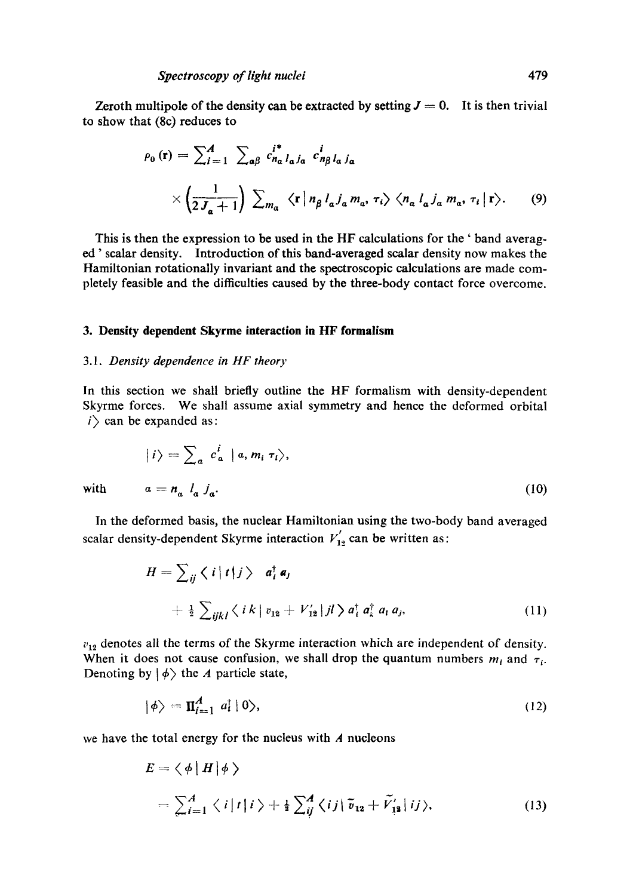Zeroth multipole of the density can be extracted by setting $J = 0$. It is then trivial to show that (8c) reduces to

$$\rho_0(\mathbf{r}) = \sum_{i=1}^{A} \sum_{\alpha\beta} c^{i*}_{n_\alpha l_\alpha j_\alpha} c^{i}_{n_\beta l_\alpha j_\alpha} \times \left(\frac{1}{2J_\alpha + 1}\right) \sum_{m_\alpha} \langle \mathbf{r} \mid n_\beta l_\alpha j_\alpha m_\alpha, \tau_i \rangle \langle n_\alpha l_\alpha j_\alpha m_\alpha, \tau_i \mid \mathbf{r} \rangle. \tag{9}$$

This is then the expression to be used in the HF calculations for the 'band averaged' scalar density. Introduction of this band-averaged scalar density now makes the Hamiltonian rotationally invariant and the spectroscopic calculations are made completely feasible and the difficulties caused by the three-body contact force overcome.

## 3. Density dependent Skyrme interaction in HF formalism

### 3.1. *Density dependence in HF theory*

In this section we shall briefly outline the HF formalism with density-dependent Skyrme forces. We shall assume axial symmetry and hence the deformed orbital $i\rangle$ can be expanded as:

$$| i \rangle = \sum_{\alpha} c^{i}_{\alpha} \, | \alpha, m_i \, \tau_i \rangle,$$

with

$$\alpha = n_\alpha \, l_\alpha \, j_\alpha. \tag{10}$$

In the deformed basis, the nuclear Hamiltonian using the two-body band averaged scalar density-dependent Skyrme interaction $V'_{12}$ can be written as:

$$H = \sum_{ij} \langle i \mid t \mid j \rangle \; a^{\dagger}_i a_j + \tfrac{1}{2} \sum_{ijkl} \langle i \, k \mid v_{12} + V'_{12} \mid j l \rangle \, a^{\dagger}_i a^{\dagger}_k a_l \, a_j, \tag{11}$$

$v_{12}$ denotes all the terms of the Skyrme interaction which are independent of density. When it does not cause confusion, we shall drop the quantum numbers $m_i$ and $\tau_i$. Denoting by $| \phi \rangle$ the $A$ particle state,

$$| \phi \rangle = \Pi^{A}_{i=1} \, a^{\dagger}_i \, | 0 \rangle, \tag{12}$$

we have the total energy for the nucleus with $A$ nucleons

$$E = \langle \phi \mid H \mid \phi \rangle = \sum_{i=1}^{A} \langle i \mid t \mid i \rangle + \tfrac{1}{2} \sum_{ij}^{A} \langle ij \mid \tilde{v}_{12} + \tilde{V}'_{12} \mid ij \rangle, \tag{13}$$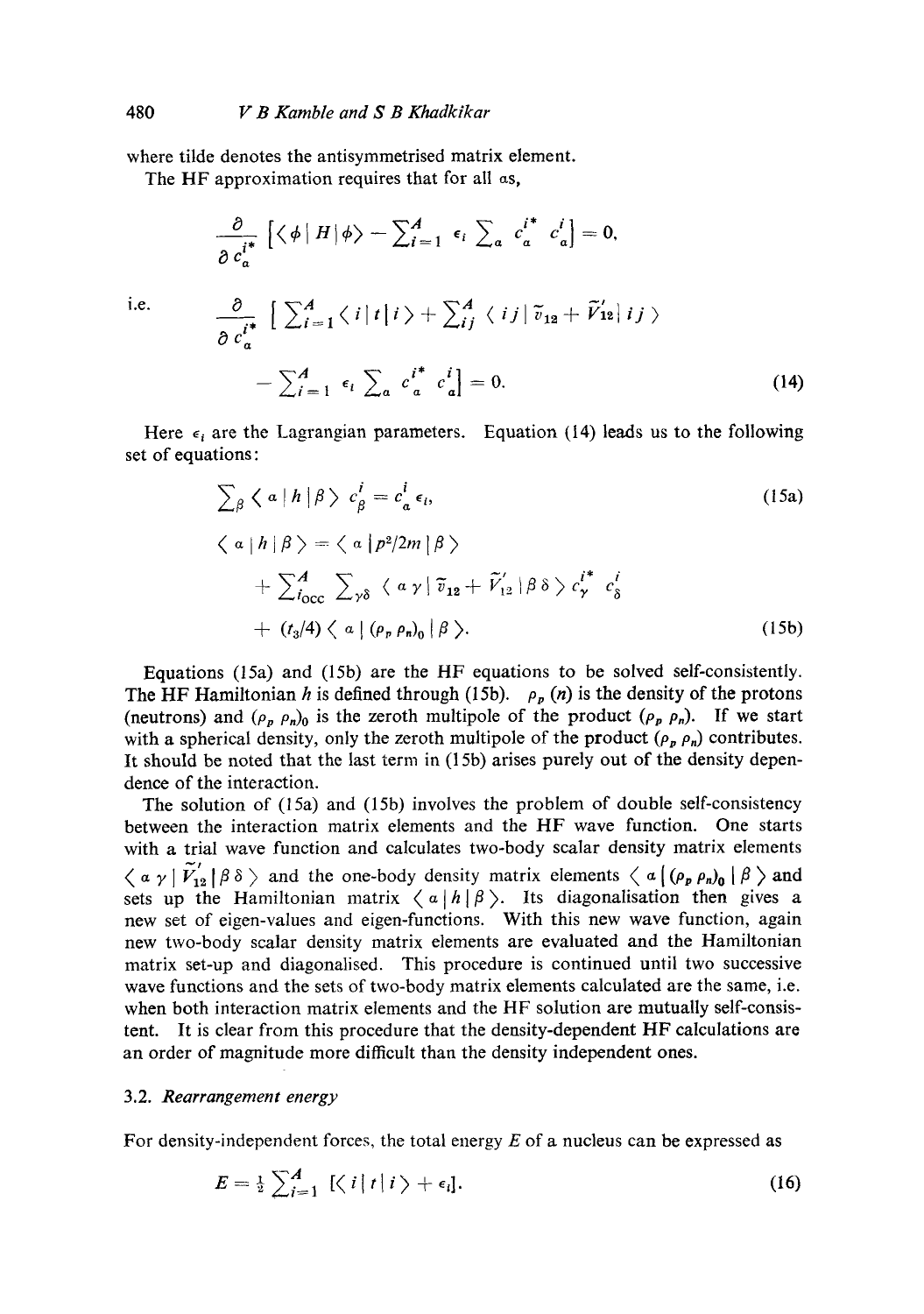where tilde denotes the antisymmetrised matrix element.

The HF approximation requires that for all $\alpha$s,

$$\frac{\partial}{\partial c_\alpha^{i*}} \left[ \langle \phi | H | \phi \rangle - \sum_{i=1}^{A} \epsilon_i \sum_\alpha c_\alpha^{i*} c_\alpha^i \right] = 0,$$

i.e.

$$\frac{\partial}{\partial c_\alpha^{i*}} \left[ \sum_{i=1}^{A} \langle i | t | i \rangle + \sum_{ij}^{A} \langle ij | \tilde{v}_{12} + \tilde{V}'_{12} | ij \rangle - \sum_{i=1}^{A} \epsilon_i \sum_\alpha c_\alpha^{i*} c_\alpha^i \right] = 0. \tag{14}$$

Here $\epsilon_i$ are the Lagrangian parameters. Equation (14) leads us to the following set of equations:

$$\sum_\beta \langle \alpha | h | \beta \rangle c_\beta^i = c_\alpha^i \epsilon_i, \tag{15a}$$

$$\langle \alpha | h | \beta \rangle = \langle \alpha | p^2/2m | \beta \rangle + \sum_{i_{\text{occ}}}^{A} \sum_{\gamma\delta} \langle \alpha\gamma | \tilde{v}_{12} + \tilde{V}'_{12} | \beta\delta \rangle c_\gamma^{i*} c_\delta^i + (t_3/4) \langle \alpha | (\rho_p \rho_n)_0 | \beta \rangle. \tag{15b}$$

Equations (15a) and (15b) are the HF equations to be solved self-consistently. The HF Hamiltonian $h$ is defined through (15b). $\rho_p$ $(n)$ is the density of the protons (neutrons) and $(\rho_p \rho_n)_0$ is the zeroth multipole of the product $(\rho_p \rho_n)$. If we start with a spherical density, only the zeroth multipole of the product $(\rho_p \rho_n)$ contributes. It should be noted that the last term in (15b) arises purely out of the density dependence of the interaction.

The solution of (15a) and (15b) involves the problem of double self-consistency between the interaction matrix elements and the HF wave function. One starts with a trial wave function and calculates two-body scalar density matrix elements $\langle \alpha\gamma | \tilde{V}'_{12} | \beta\delta \rangle$ and the one-body density matrix elements $\langle \alpha | (\rho_p \rho_n)_0 | \beta \rangle$ and sets up the Hamiltonian matrix $\langle \alpha | h | \beta \rangle$. Its diagonalisation then gives a new set of eigen-values and eigen-functions. With this new wave function, again new two-body scalar density matrix elements are evaluated and the Hamiltonian matrix set-up and diagonalised. This procedure is continued until two successive wave functions and the sets of two-body matrix elements calculated are the same, i.e. when both interaction matrix elements and the HF solution are mutually self-consistent. It is clear from this procedure that the density-dependent HF calculations are an order of magnitude more difficult than the density independent ones.

### 3.2. *Rearrangement energy*

For density-independent forces, the total energy $E$ of a nucleus can be expressed as

$$E = \tfrac{1}{2} \sum_{i=1}^{A} [\langle i | t | i \rangle + \epsilon_i]. \tag{16}$$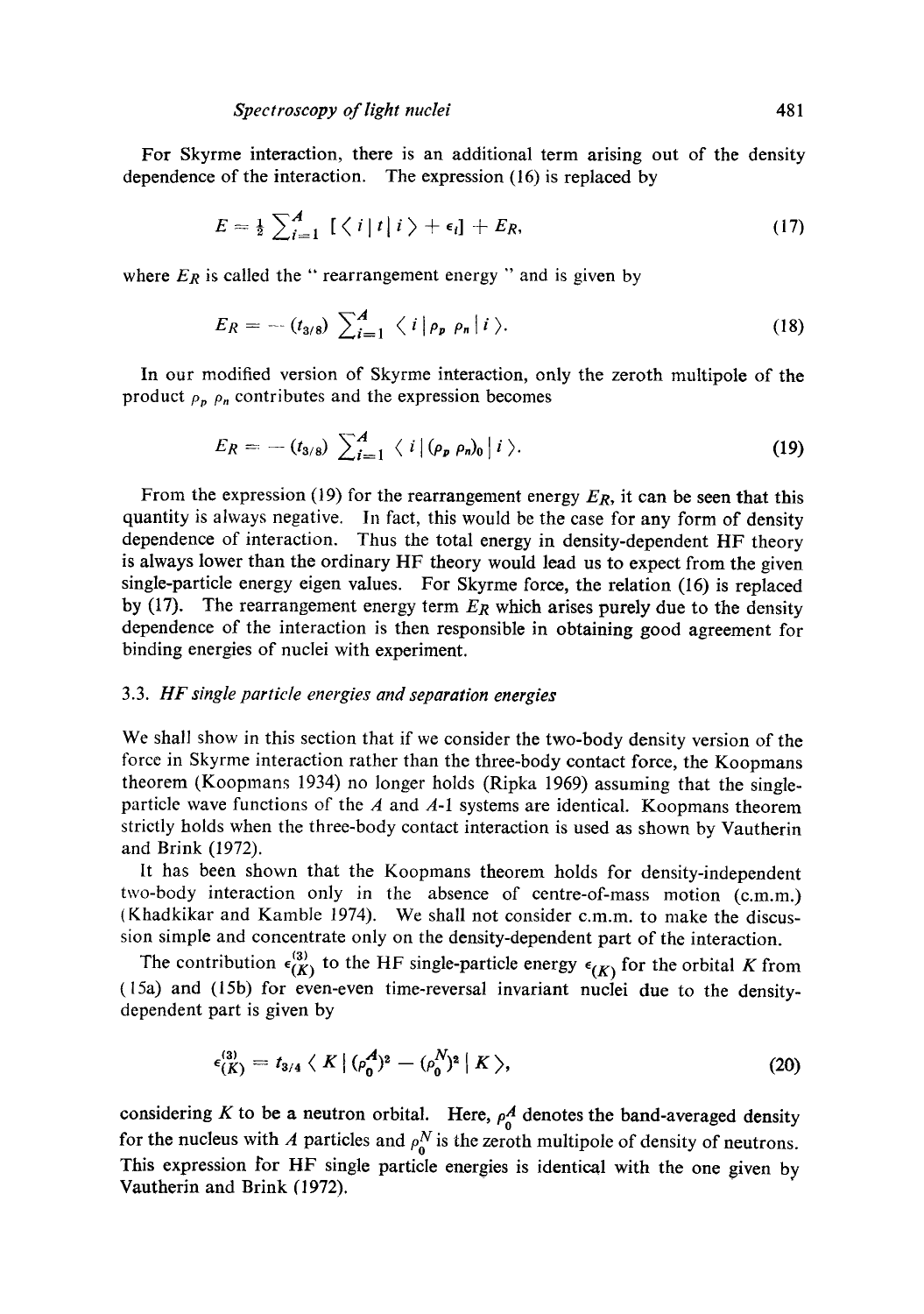For Skyrme interaction, there is an additional term arising out of the density dependence of the interaction. The expression (16) is replaced by

$$E = \frac{1}{2} \sum_{i=1}^{A} [\langle i \mid t \mid i \rangle + \epsilon_i] + E_R, \tag{17}$$

where $E_R$ is called the " rearrangement energy " and is given by

$$E_R = -(t_{3/8}) \sum_{i=1}^{A} \langle i \mid \rho_p \rho_n \mid i \rangle. \tag{18}$$

In our modified version of Skyrme interaction, only the zeroth multipole of the product $\rho_p \rho_n$ contributes and the expression becomes

$$E_R = -(t_{3/8}) \sum_{i=1}^{A} \langle i \mid (\rho_p \rho_n)_0 \mid i \rangle. \tag{19}$$

From the expression (19) for the rearrangement energy $E_R$, it can be seen that this quantity is always negative. In fact, this would be the case for any form of density dependence of interaction. Thus the total energy in density-dependent HF theory is always lower than the ordinary HF theory would lead us to expect from the given single-particle energy eigen values. For Skyrme force, the relation (16) is replaced by (17). The rearrangement energy term $E_R$ which arises purely due to the density dependence of the interaction is then responsible in obtaining good agreement for binding energies of nuclei with experiment.

### 3.3. *HF single particle energies and separation energies*

We shall show in this section that if we consider the two-body density version of the force in Skyrme interaction rather than the three-body contact force, the Koopmans theorem (Koopmans 1934) no longer holds (Ripka 1969) assuming that the single-particle wave functions of the $A$ and $A$-1 systems are identical. Koopmans theorem strictly holds when the three-body contact interaction is used as shown by Vautherin and Brink (1972).

It has been shown that the Koopmans theorem holds for density-independent two-body interaction only in the absence of centre-of-mass motion (c.m.m.) (Khadkikar and Kamble 1974). We shall not consider c.m.m. to make the discussion simple and concentrate only on the density-dependent part of the interaction.

The contribution $\epsilon_{(K)}^{(3)}$ to the HF single-particle energy $\epsilon_{(K)}$ for the orbital $K$ from (15a) and (15b) for even-even time-reversal invariant nuclei due to the density-dependent part is given by

$$\epsilon_{(K)}^{(3)} = t_{3/4} \langle K \mid (\rho_0^A)^2 - (\rho_0^N)^2 \mid K \rangle, \tag{20}$$

considering $K$ to be a neutron orbital. Here, $\rho_0^A$ denotes the band-averaged density for the nucleus with $A$ particles and $\rho_0^N$ is the zeroth multipole of density of neutrons. This expression for HF single particle energies is identical with the one given by Vautherin and Brink (1972).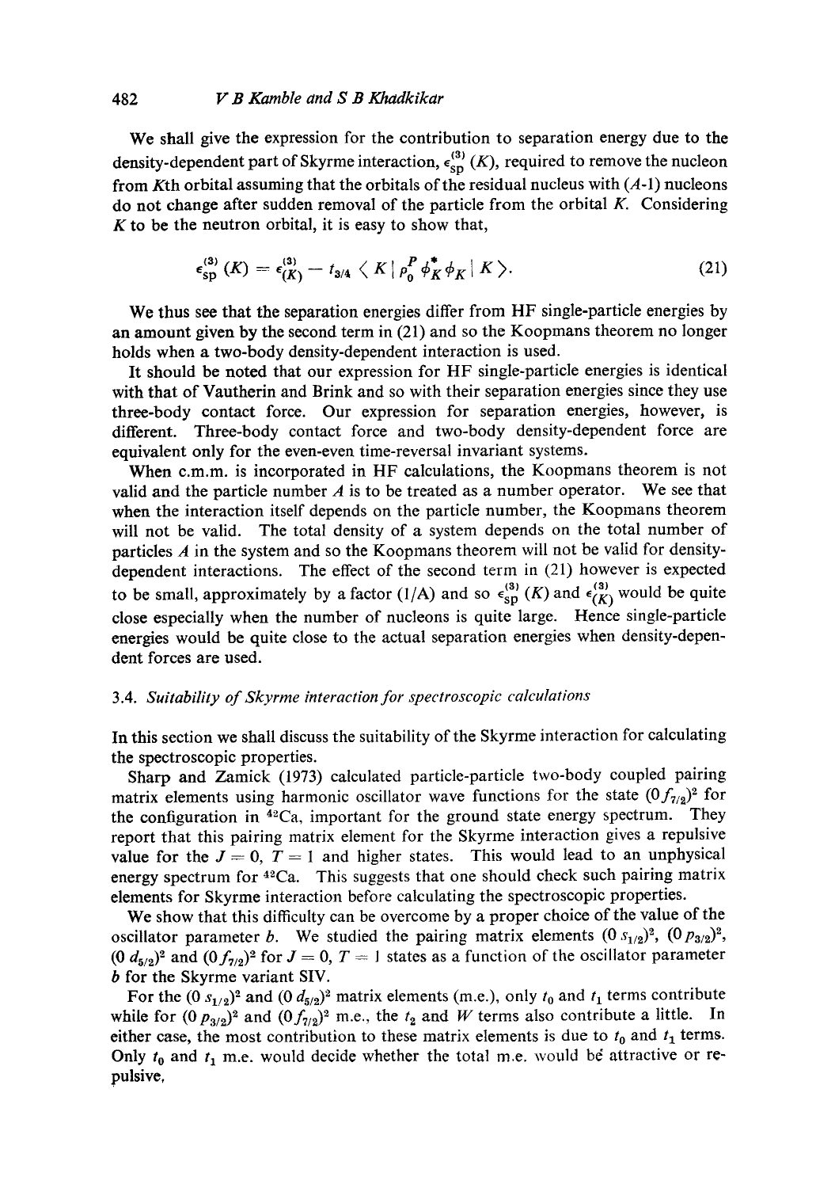We shall give the expression for the contribution to separation energy due to the density-dependent part of Skyrme interaction, $\epsilon_{sp}^{(3)}(K)$, required to remove the nucleon from $K$th orbital assuming that the orbitals of the residual nucleus with ($A$-1) nucleons do not change after sudden removal of the particle from the orbital $K$. Considering $K$ to be the neutron orbital, it is easy to show that,

$$\epsilon_{sp}^{(3)}(K) = \epsilon_{(K)}^{(3)} - t_{3/4} \langle K \mid \rho_0^P \phi_K^* \phi_K \mid K \rangle. \tag{21}$$

We thus see that the separation energies differ from HF single-particle energies by an amount given by the second term in (21) and so the Koopmans theorem no longer holds when a two-body density-dependent interaction is used.

It should be noted that our expression for HF single-particle energies is identical with that of Vautherin and Brink and so with their separation energies since they use three-body contact force. Our expression for separation energies, however, is different. Three-body contact force and two-body density-dependent force are equivalent only for the even-even time-reversal invariant systems.

When c.m.m. is incorporated in HF calculations, the Koopmans theorem is not valid and the particle number $A$ is to be treated as a number operator. We see that when the interaction itself depends on the particle number, the Koopmans theorem will not be valid. The total density of a system depends on the total number of particles $A$ in the system and so the Koopmans theorem will not be valid for density-dependent interactions. The effect of the second term in (21) however is expected to be small, approximately by a factor (1/A) and so $\epsilon_{sp}^{(3)}(K)$ and $\epsilon_{(K)}^{(3)}$ would be quite close especially when the number of nucleons is quite large. Hence single-particle energies would be quite close to the actual separation energies when density-dependent forces are used.

### 3.4. *Suitability of Skyrme interaction for spectroscopic calculations*

In this section we shall discuss the suitability of the Skyrme interaction for calculating the spectroscopic properties.

Sharp and Zamick (1973) calculated particle-particle two-body coupled pairing matrix elements using harmonic oscillator wave functions for the state $(0f_{7/2})^2$ for the configuration in $^{42}$Ca, important for the ground state energy spectrum. They report that this pairing matrix element for the Skyrme interaction gives a repulsive value for the $J = 0$, $T = 1$ and higher states. This would lead to an unphysical energy spectrum for $^{42}$Ca. This suggests that one should check such pairing matrix elements for Skyrme interaction before calculating the spectroscopic properties.

We show that this difficulty can be overcome by a proper choice of the value of the oscillator parameter $b$. We studied the pairing matrix elements $(0\,s_{1/2})^2$, $(0\,p_{3/2})^2$, $(0\,d_{5/2})^2$ and $(0f_{7/2})^2$ for $J = 0$, $T = 1$ states as a function of the oscillator parameter $b$ for the Skyrme variant SIV.

For the $(0\,s_{1/2})^2$ and $(0\,d_{5/2})^2$ matrix elements (m.e.), only $t_0$ and $t_1$ terms contribute while for $(0\,p_{3/2})^2$ and $(0f_{7/2})^2$ m.e., the $t_2$ and $W$ terms also contribute a little. In either case, the most contribution to these matrix elements is due to $t_0$ and $t_1$ terms. Only $t_0$ and $t_1$ m.e. would decide whether the total m.e. would be attractive or repulsive,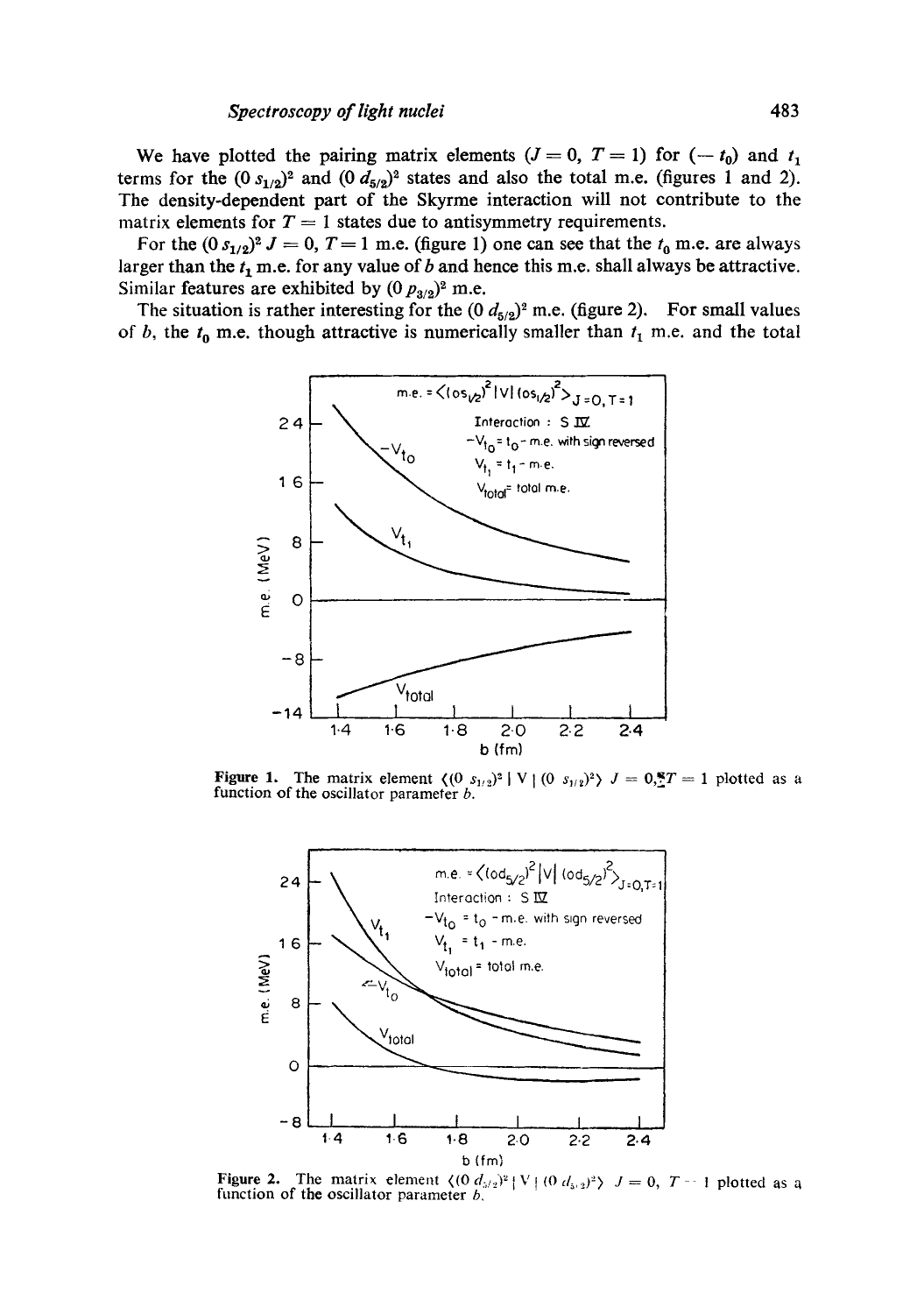We have plotted the pairing matrix elements ($J = 0$, $T = 1$) for ($-t_0$) and $t_1$ terms for the $(0\,s_{1/2})^2$ and $(0\,d_{5/2})^2$ states and also the total m.e. (figures 1 and 2). The density-dependent part of the Skyrme interaction will not contribute to the matrix elements for $T = 1$ states due to antisymmetry requirements.

For the $(0\,s_{1/2})^2$ $J = 0$, $T = 1$ m.e. (figure 1) one can see that the $t_0$ m.e. are always larger than the $t_1$ m.e. for any value of $b$ and hence this m.e. shall always be attractive. Similar features are exhibited by $(0\,p_{3/2})^2$ m.e.

The situation is rather interesting for the $(0\,d_{5/2})^2$ m.e. (figure 2). For small values of $b$, the $t_0$ m.e. though attractive is numerically smaller than $t_1$ m.e. and the total

**Figure 1.** The matrix element $\langle (0\,s_{1/2})^2 \mid V \mid (0\,s_{1/2})^2 \rangle$ $J = 0$, $T = 1$ plotted as a function of the oscillator parameter $b$.

**Figure 2.** The matrix element $\langle (0\,d_{5/2})^2 \mid V \mid (0\,d_{5/2})^2 \rangle$ $J = 0$, $T = 1$ plotted as a function of the oscillator parameter $b$.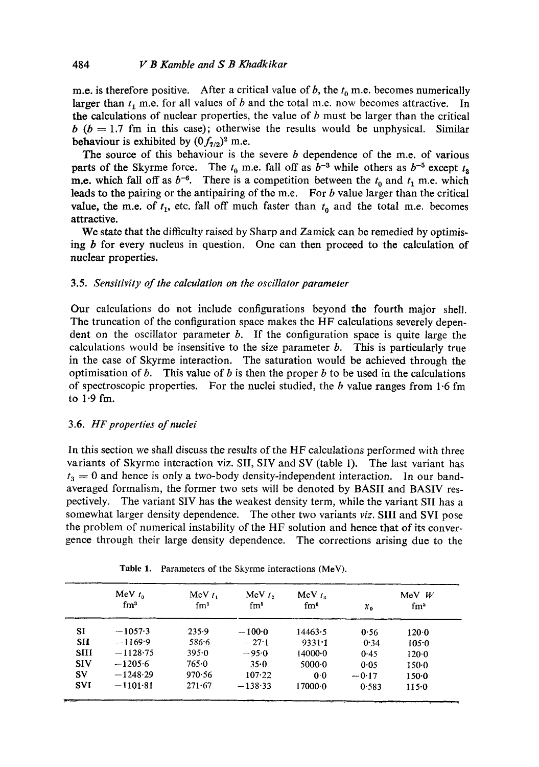m.e. is therefore positive. After a critical value of $b$, the $t_0$ m.e. becomes numerically larger than $t_1$ m.e. for all values of $b$ and the total m.e. now becomes attractive. In the calculations of nuclear properties, the value of $b$ must be larger than the critical $b$ ($b = 1.7$ fm in this case); otherwise the results would be unphysical. Similar behaviour is exhibited by $(0f_{7/2})^2$ m.e.

The source of this behaviour is the severe $b$ dependence of the m.e. of various parts of the Skyrme force. The $t_0$ m.e. fall off as $b^{-3}$ while others as $b^{-5}$ except $t_3$ m.e. which fall off as $b^{-6}$. There is a competition between the $t_0$ and $t_1$ m.e. which leads to the pairing or the antipairing of the m.e. For $b$ value larger than the critical value, the m.e. of $t_1$, etc. fall off much faster than $t_0$ and the total m.e. becomes attractive.

We state that the difficulty raised by Sharp and Zamick can be remedied by optimising $b$ for every nucleus in question. One can then proceed to the calculation of nuclear properties.

### 3.5. *Sensitivity of the calculation on the oscillator parameter*

Our calculations do not include configurations beyond the fourth major shell. The truncation of the configuration space makes the HF calculations severely dependent on the oscillator parameter $b$. If the configuration space is quite large the calculations would be insensitive to the size parameter $b$. This is particularly true in the case of Skyrme interaction. The saturation would be achieved through the optimisation of $b$. This value of $b$ is then the proper $b$ to be used in the calculations of spectroscopic properties. For the nuclei studied, the $b$ value ranges from 1·6 fm to 1·9 fm.

### 3.6. *HF properties of nuclei*

In this section we shall discuss the results of the HF calculations performed with three variants of Skyrme interaction viz. SII, SIV and SV (table 1). The last variant has $t_3 = 0$ and hence is only a two-body density-independent interaction. In our band-averaged formalism, the former two sets will be denoted by BASII and BASIV respectively. The variant SIV has the weakest density term, while the variant SII has a somewhat larger density dependence. The other two variants *viz.* SIII and SVI pose the problem of numerical instability of the HF solution and hence that of its convergence through their large density dependence. The corrections arising due to the

Table 1. Parameters of the Skyrme interactions (MeV).

| | MeV $t_0$ fm$^3$ | MeV $t_1$ fm$^5$ | MeV $t_2$ fm$^5$ | MeV $t_3$ fm$^6$ | $x_0$ | MeV $W$ fm$^5$ |
|---|---|---|---|---|---|---|
| SI | −1057·3 | 235·9 | −100·0 | 14463·5 | 0·56 | 120·0 |
| SII | −1169·9 | 586·6 | −27·1 | 9331·1 | 0·34 | 105·0 |
| SIII | −1128·75 | 395·0 | −95·0 | 14000·0 | 0·45 | 120·0 |
| SIV | −1205·6 | 765·0 | 35·0 | 5000·0 | 0·05 | 150·0 |
| SV | −1248·29 | 970·56 | 107·22 | 0·0 | −0·17 | 150·0 |
| SVI | −1101·81 | 271·67 | −138·33 | 17000·0 | 0·583 | 115·0 |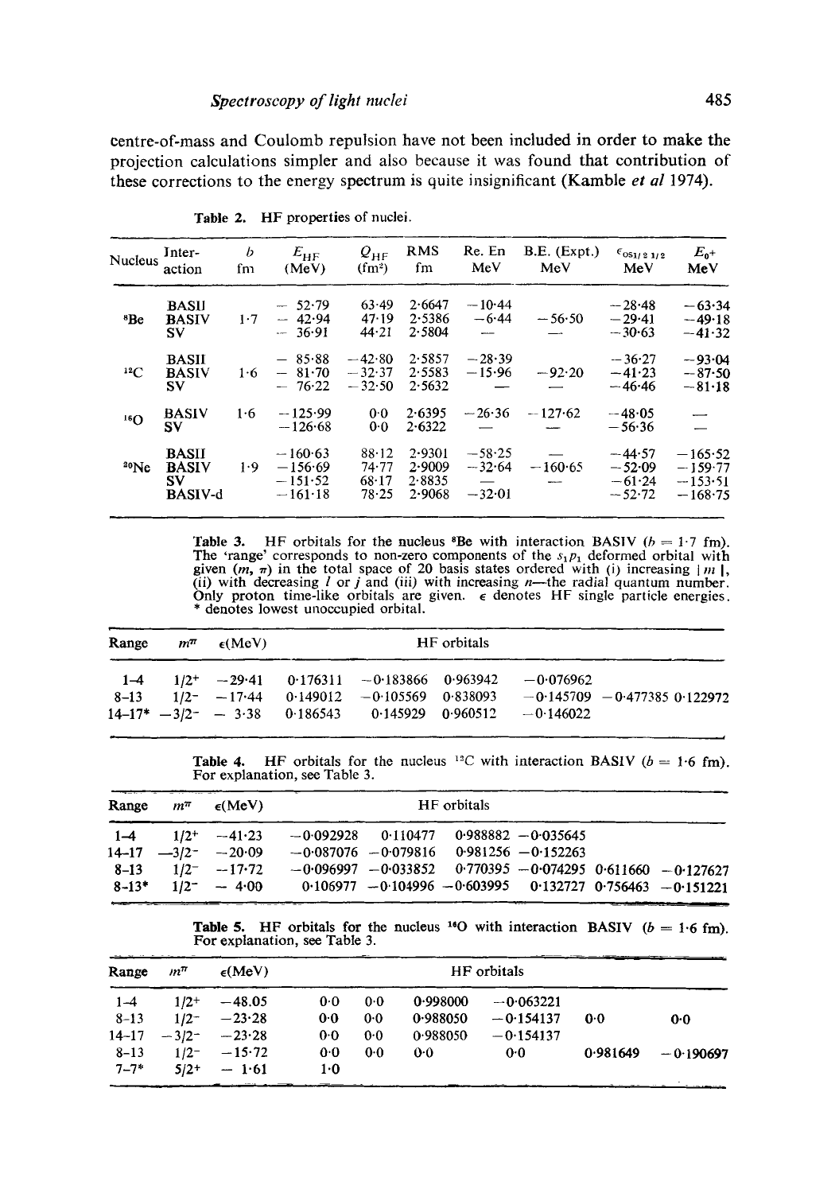centre-of-mass and Coulomb repulsion have not been included in order to make the projection calculations simpler and also because it was found that contribution of these corrections to the energy spectrum is quite insignificant (Kamble *et al* 1974).

Table 2. HF properties of nuclei.

| Nucleus | Interaction | $b$ fm | $E_{HF}$ (MeV) | $Q_{HF}$ (fm$^2$) | RMS fm | Re. En MeV | B.E. (Expt.) MeV | $\epsilon_{0s1/2\,1/2}$ MeV | $E_{0^+}$ MeV |
|---|---|---|---|---|---|---|---|---|---|
| $^8$Be | BASII | 1·7 | −52·79 | 63·49 | 2·6647 | −10·44 | | −28·48 | −63·34 |
| | BASIV | | −42·94 | 47·19 | 2·5386 | −6·44 | −56·50 | −29·41 | −49·18 |
| | SV | | −36·91 | 44·21 | 2·5804 | — | — | −30·63 | −41·32 |
| $^{12}$C | BASII | 1·6 | −85·88 | −42·80 | 2·5857 | −28·39 | | −36·27 | −93·04 |
| | BASIV | | −81·70 | −32·37 | 2·5583 | −15·96 | −92·20 | −41·23 | −87·50 |
| | SV | | −76·22 | −32·50 | 2·5632 | — | — | −46·46 | −81·18 |
| $^{16}$O | BASIV | 1·6 | −125·99 | 0·0 | 2·6395 | −26·36 | −127·62 | −48·05 | — |
| | SV | | −126·68 | 0·0 | 2·6322 | — | — | −56·36 | — |
| $^{20}$Ne | BASII | 1·9 | −160·63 | 88·12 | 2·9301 | −58·25 | — | −44·57 | −165·52 |
| | BASIV | | −156·69 | 74·77 | 2·9009 | −32·64 | −160·65 | −52·09 | −159·77 |
| | SV | | −151·52 | 68·17 | 2·8835 | — | — | −61·24 | −153·51 |
| | BASIV-d | | −161·18 | 78·25 | 2·9068 | −32·01 | | −52·72 | −168·75 |

Table 3. HF orbitals for the nucleus $^8$Be with interaction BASIV ($b = 1·7$ fm). The 'range' corresponds to non-zero components of the $s_1p_1$ deformed orbital with given $(m, \pi)$ in the total space of 20 basis states ordered with (i) increasing $|m|$, (ii) with decreasing $l$ or $j$ and (iii) with increasing $n$—the radial quantum number. Only proton time-like orbitals are given. $\epsilon$ denotes HF single particle energies. * denotes lowest unoccupied orbital.

| Range | $m^\pi$ | $\epsilon$(MeV) | HF orbitals | | | | | |
|---|---|---|---|---|---|---|---|---|
| 1–4 | $1/2^+$ | −29·41 | 0·176311 | −0·183866 | 0·963942 | −0·076962 | | |
| 8–13 | $1/2^-$ | −17·44 | 0·149012 | −0·105569 | 0·838093 | −0·145709 | −0·477385 | 0·122972 |
| 14–17* | $-3/2^-$ | −3·38 | 0·186543 | 0·145929 | 0·960512 | −0·146022 | | |

Table 4. HF orbitals for the nucleus $^{12}$C with interaction BASIV ($b = 1·6$ fm). For explanation, see Table 3.

| Range | $m^\pi$ | $\epsilon$(MeV) | HF orbitals | | | | | |
|---|---|---|---|---|---|---|---|---|
| 1–4 | $1/2^+$ | −41·23 | −0·092928 | 0·110477 | 0·988882 | −0·035645 | | |
| 14–17 | $-3/2^-$ | −20·09 | −0·087076 | −0·079816 | 0·981256 | −0·152263 | | |
| 8–13 | $1/2^-$ | −17·72 | −0·096997 | −0·033852 | 0·770395 | −0·074295 | 0·611660 | −0·127627 |
| 8–13* | $1/2^-$ | −4·00 | 0·106977 | −0·104996 | −0·603995 | 0·132727 | 0·756463 | −0·151221 |

Table 5. HF orbitals for the nucleus $^{16}$O with interaction BASIV ($b = 1·6$ fm). For explanation, see Table 3.

| Range | $m^\pi$ | $\epsilon$(MeV) | HF orbitals | | | | | |
|---|---|---|---|---|---|---|---|---|
| 1–4 | $1/2^+$ | −48.05 | 0·0 | 0·0 | 0·998000 | −0·063221 | | |
| 8–13 | $1/2^-$ | −23·28 | 0·0 | 0·0 | 0·988050 | −0·154137 | 0·0 | 0·0 |
| 14–17 | $-3/2^-$ | −23·28 | 0·0 | 0·0 | 0·988050 | −0·154137 | | |
| 8–13 | $1/2^-$ | −15·72 | 0·0 | 0·0 | 0·0 | 0·0 | 0·981649 | −0·190697 |
| 7–7* | $5/2^+$ | −1·61 | 1·0 | | | | | |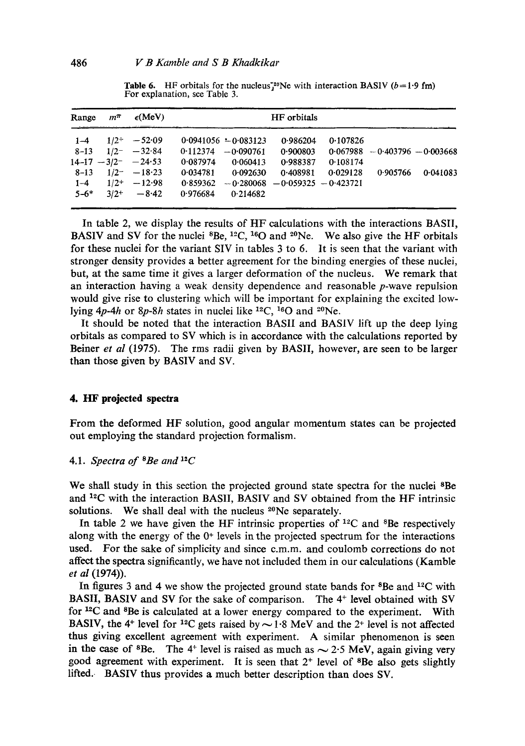**Table 6.** HF orbitals for the nucleus $^{20}$Ne with interaction BASIV ($b=1\cdot9$ fm) For explanation, see Table 3.

| Range | $m^{\pi}$ | $\epsilon$(MeV) | HF orbitals | | | | | |
|---|---|---|---|---|---|---|---|---|
| 1–4 | $1/2^+$ | $-52\cdot09$ | 0·0941056 | $-0\cdot083123$ | 0·986204 | 0·107826 | | |
| 8–13 | $1/2^-$ | $-32\cdot84$ | 0·112374 | $-0\cdot090761$ | 0·900803 | 0·067988 | $-0\cdot403796$ | $-0\cdot003668$ |
| 14–17 | $-3/2^-$ | $-24\cdot53$ | 0·087974 | 0·060413 | 0·988387 | 0·108174 | | |
| 8–13 | $1/2^-$ | $-18\cdot23$ | 0·034781 | 0·092630 | 0·408981 | 0·029128 | 0·905766 | 0·041083 |
| 1–4 | $1/2^+$ | $-12\cdot98$ | 0·859362 | $-0\cdot280068$ | $-0\cdot059325$ | $-0\cdot423721$ | | |
| 5–6* | $3/2^+$ | $-8\cdot42$ | 0·976684 | 0·214682 | | | | |

In table 2, we display the results of HF calculations with the interactions BASII, BASIV and SV for the nuclei $^{8}$Be, $^{12}$C, $^{16}$O and $^{20}$Ne. We also give the HF orbitals for these nuclei for the variant SIV in tables 3 to 6. It is seen that the variant with stronger density provides a better agreement for the binding energies of these nuclei, but, at the same time it gives a larger deformation of the nucleus. We remark that an interaction having a weak density dependence and reasonable $p$-wave repulsion would give rise to clustering which will be important for explaining the excited low-lying $4p$-$4h$ or $8p$-$8h$ states in nuclei like $^{12}$C, $^{16}$O and $^{20}$Ne.

It should be noted that the interaction BASII and BASIV lift up the deep lying orbitals as compared to SV which is in accordance with the calculations reported by Beiner *et al* (1975). The rms radii given by BASII, however, are seen to be larger than those given by BASIV and SV.

## 4. HF projected spectra

From the deformed HF solution, good angular momentum states can be projected out employing the standard projection formalism.

### 4.1. *Spectra of $^{8}$Be and $^{12}$C*

We shall study in this section the projected ground state spectra for the nuclei $^{8}$Be and $^{12}$C with the interaction BASII, BASIV and SV obtained from the HF intrinsic solutions. We shall deal with the nucleus $^{20}$Ne separately.

In table 2 we have given the HF intrinsic properties of $^{12}$C and $^{8}$Be respectively along with the energy of the $0^+$ levels in the projected spectrum for the interactions used. For the sake of simplicity and since c.m.m. and coulomb corrections do not affect the spectra significantly, we have not included them in our calculations (Kamble *et al* (1974)).

In figures 3 and 4 we show the projected ground state bands for $^{8}$Be and $^{12}$C with BASII, BASIV and SV for the sake of comparison. The $4^+$ level obtained with SV for $^{12}$C and $^{8}$Be is calculated at a lower energy compared to the experiment. With BASIV, the $4^+$ level for $^{12}$C gets raised by $\sim 1\cdot8$ MeV and the $2^+$ level is not affected thus giving excellent agreement with experiment. A similar phenomenon is seen in the case of $^{8}$Be. The $4^+$ level is raised as much as $\sim 2\cdot5$ MeV, again giving very good agreement with experiment. It is seen that $2^+$ level of $^{8}$Be also gets slightly lifted. BASIV thus provides a much better description than does SV.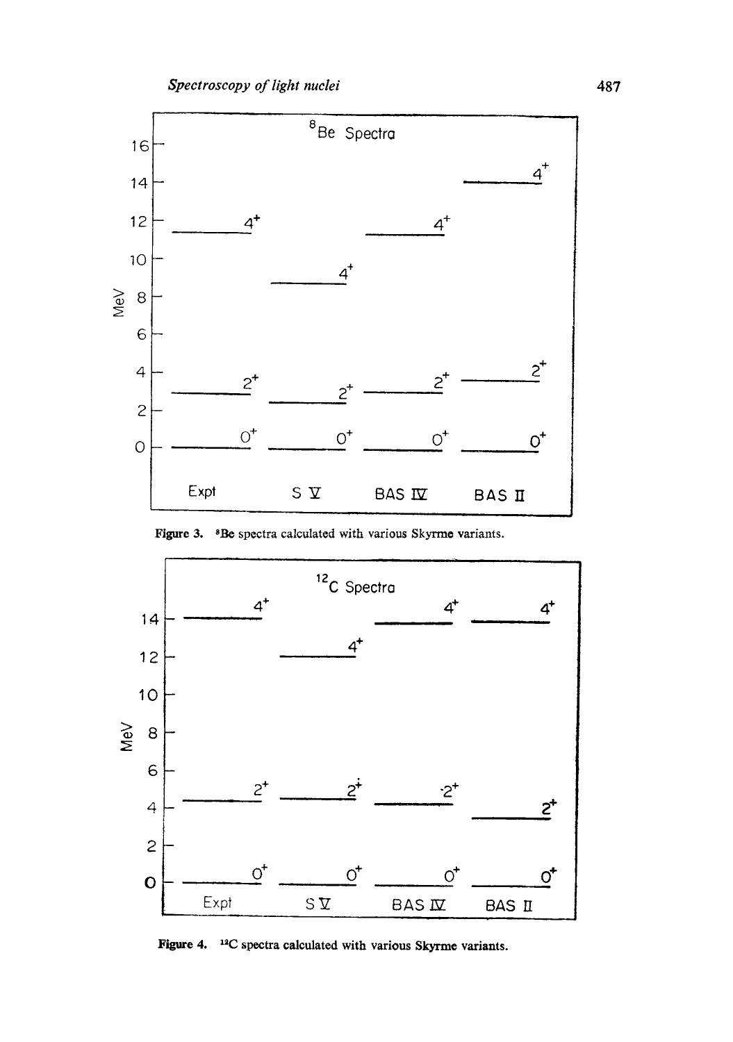Figure 3. $^{8}$Be spectra calculated with various Skyrme variants.

Figure 4. $^{12}$C spectra calculated with various Skyrme variants.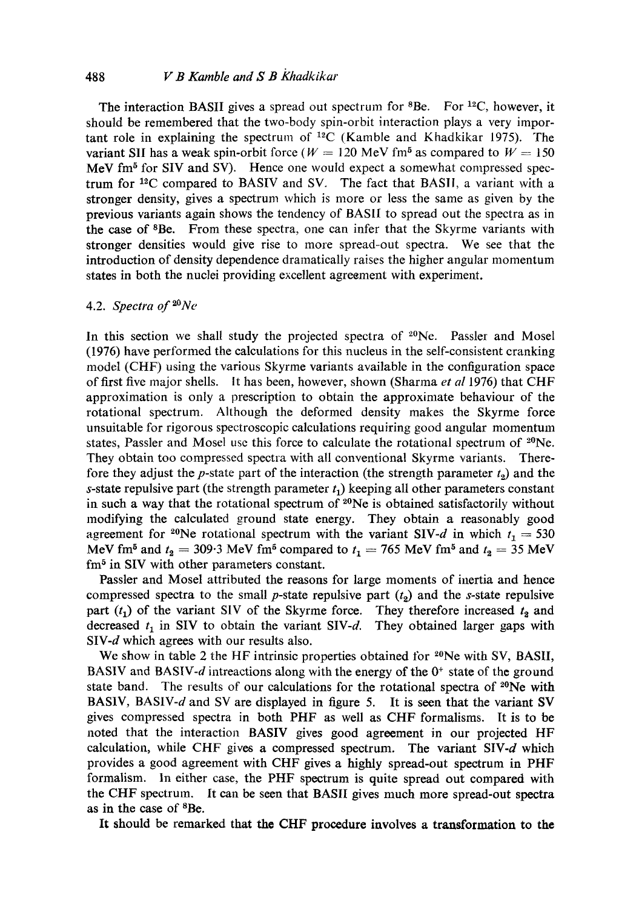The interaction BASII gives a spread out spectrum for $^{8}$Be. For $^{12}$C, however, it should be remembered that the two-body spin-orbit interaction plays a very important role in explaining the spectrum of $^{12}$C (Kamble and Khadkikar 1975). The variant SII has a weak spin-orbit force ($W = 120$ MeV fm$^5$ as compared to $W = 150$ MeV fm$^5$ for SIV and SV). Hence one would expect a somewhat compressed spectrum for $^{12}$C compared to BASIV and SV. The fact that BASII, a variant with a stronger density, gives a spectrum which is more or less the same as given by the previous variants again shows the tendency of BASII to spread out the spectra as in the case of $^{8}$Be. From these spectra, one can infer that the Skyrme variants with stronger densities would give rise to more spread-out spectra. We see that the introduction of density dependence dramatically raises the higher angular momentum states in both the nuclei providing excellent agreement with experiment.

### 4.2. *Spectra of* $^{20}$*Ne*

In this section we shall study the projected spectra of $^{20}$Ne. Passler and Mosel (1976) have performed the calculations for this nucleus in the self-consistent cranking model (CHF) using the various Skyrme variants available in the configuration space of first five major shells. It has been, however, shown (Sharma *et al* 1976) that CHF approximation is only a prescription to obtain the approximate behaviour of the rotational spectrum. Although the deformed density makes the Skyrme force unsuitable for rigorous spectroscopic calculations requiring good angular momentum states, Passler and Mosel use this force to calculate the rotational spectrum of $^{20}$Ne. They obtain too compressed spectra with all conventional Skyrme variants. Therefore they adjust the *p*-state part of the interaction (the strength parameter $t_2$) and the *s*-state repulsive part (the strength parameter $t_1$) keeping all other parameters constant in such a way that the rotational spectrum of $^{20}$Ne is obtained satisfactorily without modifying the calculated ground state energy. They obtain a reasonably good agreement for $^{20}$Ne rotational spectrum with the variant SIV-*d* in which $t_1 = 530$ MeV fm$^5$ and $t_2 = 309{\cdot}3$ MeV fm$^5$ compared to $t_1 = 765$ MeV fm$^5$ and $t_2 = 35$ MeV fm$^5$ in SIV with other parameters constant.

Passler and Mosel attributed the reasons for large moments of inertia and hence compressed spectra to the small *p*-state repulsive part ($t_2$) and the *s*-state repulsive part ($t_1$) of the variant SIV of the Skyrme force. They therefore increased $t_2$ and decreased $t_1$ in SIV to obtain the variant SIV-*d*. They obtained larger gaps with SIV-*d* which agrees with our results also.

We show in table 2 the HF intrinsic properties obtained for $^{20}$Ne with SV, BASII, BASIV and BASIV-*d* intreactions along with the energy of the $0^+$ state of the ground state band. The results of our calculations for the rotational spectra of $^{20}$Ne with BASIV, BASIV-*d* and SV are displayed in figure 5. It is seen that the variant SV gives compressed spectra in both PHF as well as CHF formalisms. It is to be noted that the interaction BASIV gives good agreement in our projected HF calculation, while CHF gives a compressed spectrum. The variant SIV-*d* which provides a good agreement with CHF gives a highly spread-out spectrum in PHF formalism. In either case, the PHF spectrum is quite spread out compared with the CHF spectrum. It can be seen that BASII gives much more spread-out spectra as in the case of $^{8}$Be.

It should be remarked that the CHF procedure involves a transformation to the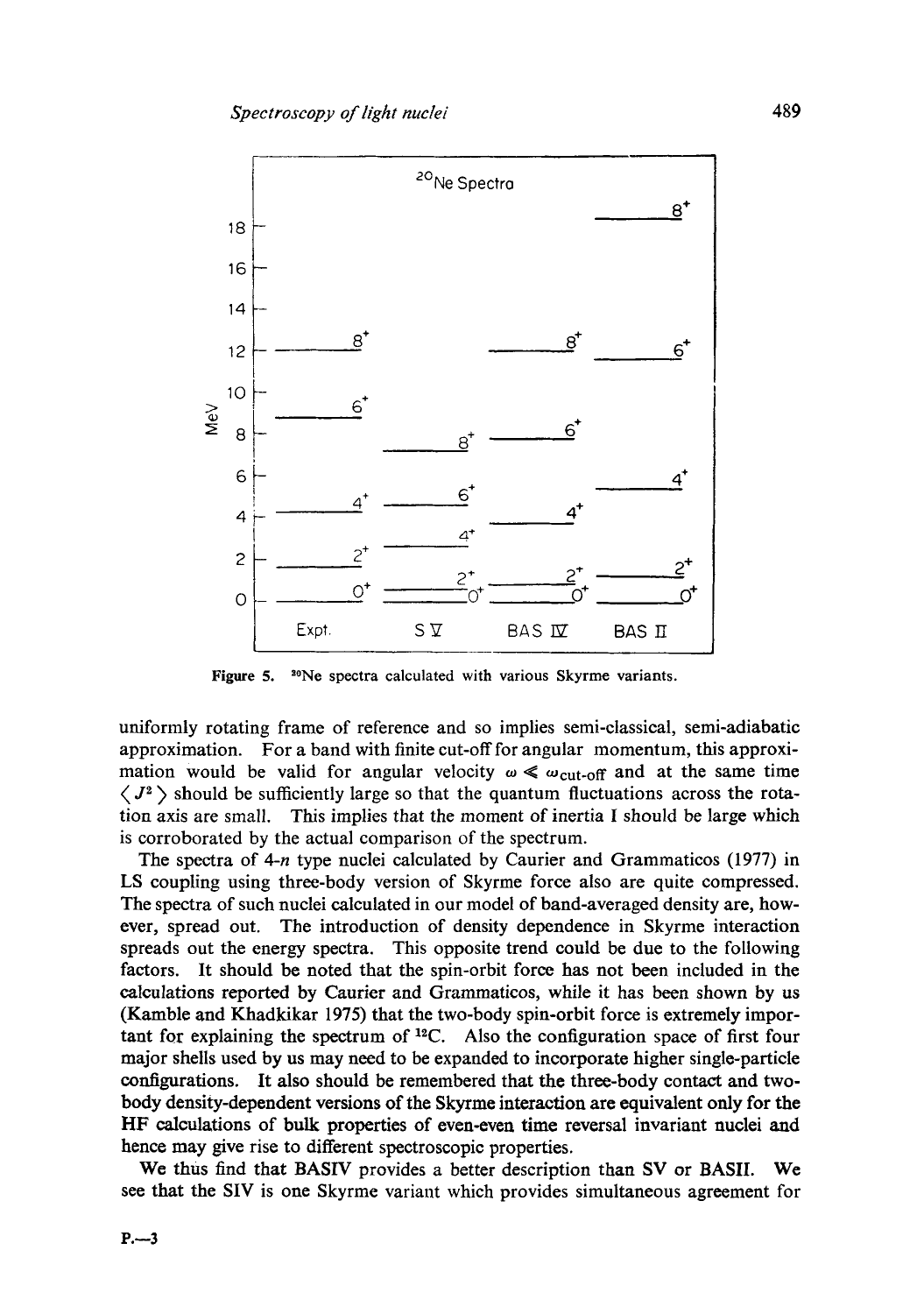Figure 5. $^{20}Ne$ spectra calculated with various Skyrme variants.

uniformly rotating frame of reference and so implies semi-classical, semi-adiabatic approximation. For a band with finite cut-off for angular momentum, this approximation would be valid for angular velocity $\omega \ll \omega_{\text{cut-off}}$ and at the same time $\langle J^2 \rangle$ should be sufficiently large so that the quantum fluctuations across the rotation axis are small. This implies that the moment of inertia I should be large which is corroborated by the actual comparison of the spectrum.

The spectra of 4-*n* type nuclei calculated by Caurier and Grammaticos (1977) in LS coupling using three-body version of Skyrme force also are quite compressed. The spectra of such nuclei calculated in our model of band-averaged density are, however, spread out. The introduction of density dependence in Skyrme interaction spreads out the energy spectra. This opposite trend could be due to the following factors. It should be noted that the spin-orbit force has not been included in the calculations reported by Caurier and Grammaticos, while it has been shown by us (Kamble and Khadkikar 1975) that the two-body spin-orbit force is extremely important for explaining the spectrum of $^{12}C$. Also the configuration space of first four major shells used by us may need to be expanded to incorporate higher single-particle configurations. It also should be remembered that the three-body contact and two-body density-dependent versions of the Skyrme interaction are equivalent only for the HF calculations of bulk properties of even-even time reversal invariant nuclei and hence may give rise to different spectroscopic properties.

We thus find that BASIV provides a better description than SV or BASII. We see that the SIV is one Skyrme variant which provides simultaneous agreement for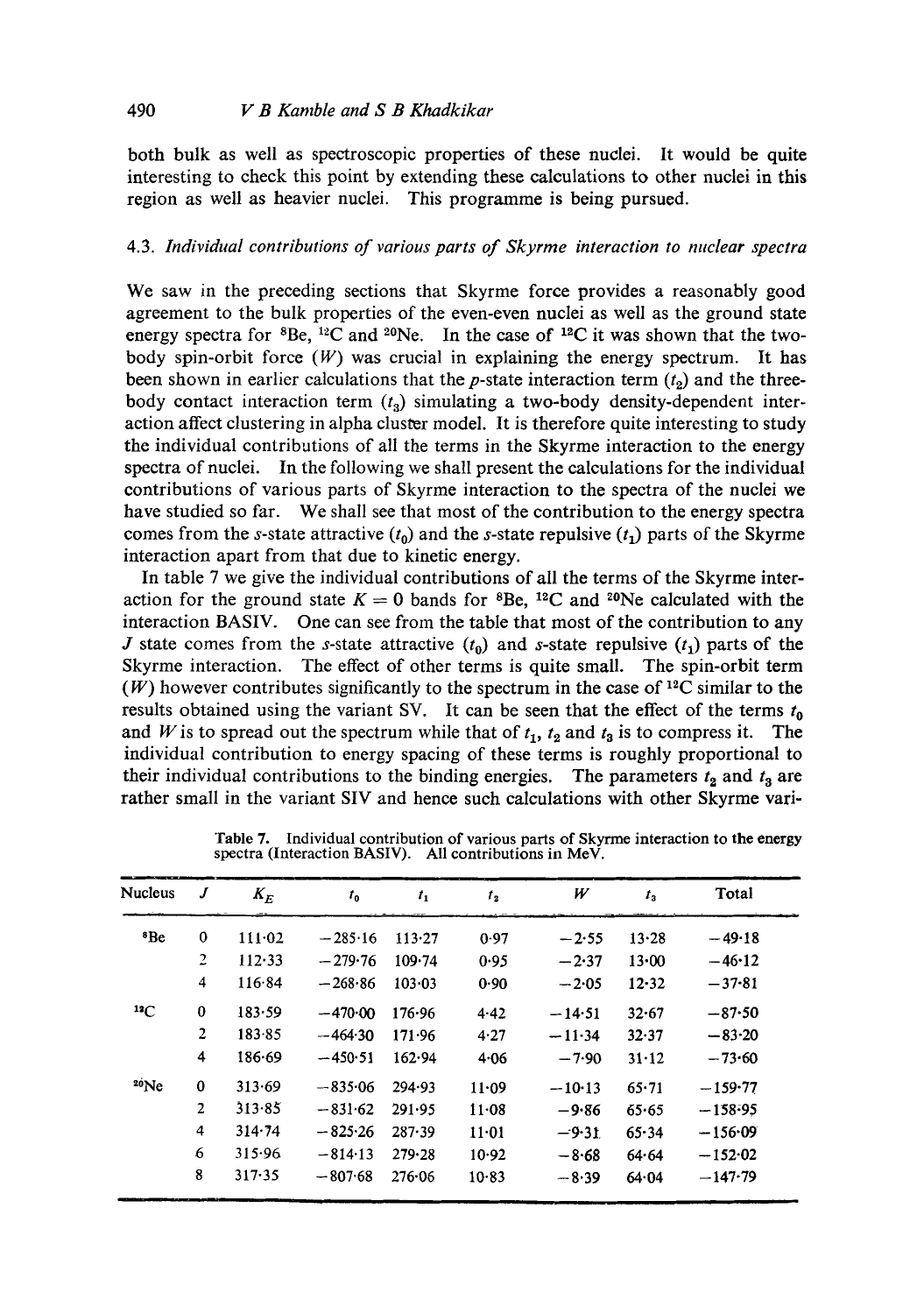both bulk as well as spectroscopic properties of these nuclei. It would be quite interesting to check this point by extending these calculations to other nuclei in this region as well as heavier nuclei. This programme is being pursued.

### 4.3. *Individual contributions of various parts of Skyrme interaction to nuclear spectra*

We saw in the preceding sections that Skyrme force provides a reasonably good agreement to the bulk properties of the even-even nuclei as well as the ground state energy spectra for $^{8}$Be, $^{12}$C and $^{20}$Ne. In the case of $^{12}$C it was shown that the two-body spin-orbit force ($W$) was crucial in explaining the energy spectrum. It has been shown in earlier calculations that the $p$-state interaction term ($t_2$) and the three-body contact interaction term ($t_3$) simulating a two-body density-dependent interaction affect clustering in alpha cluster model. It is therefore quite interesting to study the individual contributions of all the terms in the Skyrme interaction to the energy spectra of nuclei. In the following we shall present the calculations for the individual contributions of various parts of Skyrme interaction to the spectra of the nuclei we have studied so far. We shall see that most of the contribution to the energy spectra comes from the $s$-state attractive ($t_0$) and the $s$-state repulsive ($t_1$) parts of the Skyrme interaction apart from that due to kinetic energy.

In table 7 we give the individual contributions of all the terms of the Skyrme interaction for the ground state $K = 0$ bands for $^{8}$Be, $^{12}$C and $^{20}$Ne calculated with the interaction BASIV. One can see from the table that most of the contribution to any $J$ state comes from the $s$-state attractive ($t_0$) and $s$-state repulsive ($t_1$) parts of the Skyrme interaction. The effect of other terms is quite small. The spin-orbit term ($W$) however contributes significantly to the spectrum in the case of $^{12}$C similar to the results obtained using the variant SV. It can be seen that the effect of the terms $t_0$ and $W$ is to spread out the spectrum while that of $t_1$, $t_2$ and $t_3$ is to compress it. The individual contribution to energy spacing of these terms is roughly proportional to their individual contributions to the binding energies. The parameters $t_2$ and $t_3$ are rather small in the variant SIV and hence such calculations with other Skyrme vari-

Table 7. Individual contribution of various parts of Skyrme interaction to the energy spectra (Interaction BASIV). All contributions in MeV.

| Nucleus | $J$ | $K_E$ | $t_0$ | $t_1$ | $t_2$ | $W$ | $t_3$ | Total |
|---|---|---|---|---|---|---|---|---|
| $^{8}$Be | 0 | 111·02 | −285·16 | 113·27 | 0·97 | −2·55 | 13·28 | −49·18 |
| | 2 | 112·33 | −279·76 | 109·74 | 0·95 | −2·37 | 13·00 | −46·12 |
| | 4 | 116·84 | −268·86 | 103·03 | 0·90 | −2·05 | 12·32 | −37·81 |
| $^{12}$C | 0 | 183·59 | −470·00 | 176·96 | 4·42 | −14·51 | 32·67 | −87·50 |
| | 2 | 183·85 | −464·30 | 171·96 | 4·27 | −11·34 | 32·37 | −83·20 |
| | 4 | 186·69 | −450·51 | 162·94 | 4·06 | −7·90 | 31·12 | −73·60 |
| $^{20}$Ne | 0 | 313·69 | −835·06 | 294·93 | 11·09 | −10·13 | 65·71 | −159·77 |
| | 2 | 313·85 | −831·62 | 291·95 | 11·08 | −9·86 | 65·65 | −158·95 |
| | 4 | 314·74 | −825·26 | 287·39 | 11·01 | −9·31 | 65·34 | −156·09 |
| | 6 | 315·96 | −814·13 | 279·28 | 10·92 | −8·68 | 64·64 | −152·02 |
| | 8 | 317·35 | −807·68 | 276·06 | 10·83 | −8·39 | 64·04 | −147·79 |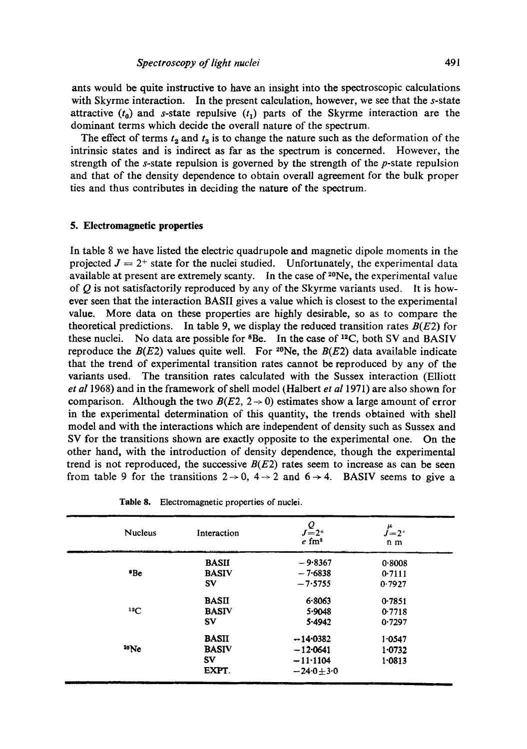ants would be quite instructive to have an insight into the spectroscopic calculations with Skyrme interaction. In the present calculation, however, we see that the $s$-state attractive ($t_0$) and $s$-state repulsive ($t_1$) parts of the Skyrme interaction are the dominant terms which decide the overall nature of the spectrum.

The effect of terms $t_2$ and $t_3$ is to change the nature such as the deformation of the intrinsic states and is indirect as far as the spectrum is concerned. However, the strength of the $s$-state repulsion is governed by the strength of the $p$-state repulsion and that of the density dependence to obtain overall agreement for the bulk proper ties and thus contributes in deciding the nature of the spectrum.

## 5. Electromagnetic properties

In table 8 we have listed the electric quadrupole and magnetic dipole moments in the projected $J = 2^+$ state for the nuclei studied. Unfortunately, the experimental data available at present are extremely scanty. In the case of $^{20}$Ne, the experimental value of $Q$ is not satisfactorily reproduced by any of the Skyrme variants used. It is however seen that the interaction BASII gives a value which is closest to the experimental value. More data on these properties are highly desirable, so as to compare the theoretical predictions. In table 9, we display the reduced transition rates $B(E2)$ for these nuclei. No data are possible for $^8$Be. In the case of $^{12}$C, both SV and BASIV reproduce the $B(E2)$ values quite well. For $^{20}$Ne, the $B(E2)$ data available indicate that the trend of experimental transition rates cannot be reproduced by any of the variants used. The transition rates calculated with the Sussex interaction (Elliott *et al* 1968) and in the framework of shell model (Halbert *et al* 1971) are also shown for comparison. Although the two $B(E2, 2 \rightarrow 0)$ estimates show a large amount of error in the experimental determination of this quantity, the trends obtained with shell model and with the interactions which are independent of density such as Sussex and SV for the transitions shown are exactly opposite to the experimental one. On the other hand, with the introduction of density dependence, though the experimental trend is not reproduced, the successive $B(E2)$ rates seem to increase as can be seen from table 9 for the transitions $2 \rightarrow 0$, $4 \rightarrow 2$ and $6 \rightarrow 4$. BASIV seems to give a

**Table 8.** Electromagnetic properties of nuclei.

| Nucleus | Interaction | $Q$ $J=2^+$ $e$ fm$^2$ | $\mu$ $J=2^+$ n m |
|---|---|---|---|
| | BASII | $-9.8367$ | 0.8008 |
| $^8$Be | BASIV | $-7.6838$ | 0.7111 |
| | SV | $-7.5755$ | 0.7927 |
| | BASII | 6.8063 | 0.7851 |
| $^{12}$C | BASIV | 5.9048 | 0.7718 |
| | SV | 5.4942 | 0.7297 |
| | BASII | $-14.0382$ | 1.0547 |
| $^{20}$Ne | BASIV | $-12.0641$ | 1.0732 |
| | SV | $-11.1104$ | 1.0813 |
| | EXPT. | $-24.0 \pm 3.0$ | |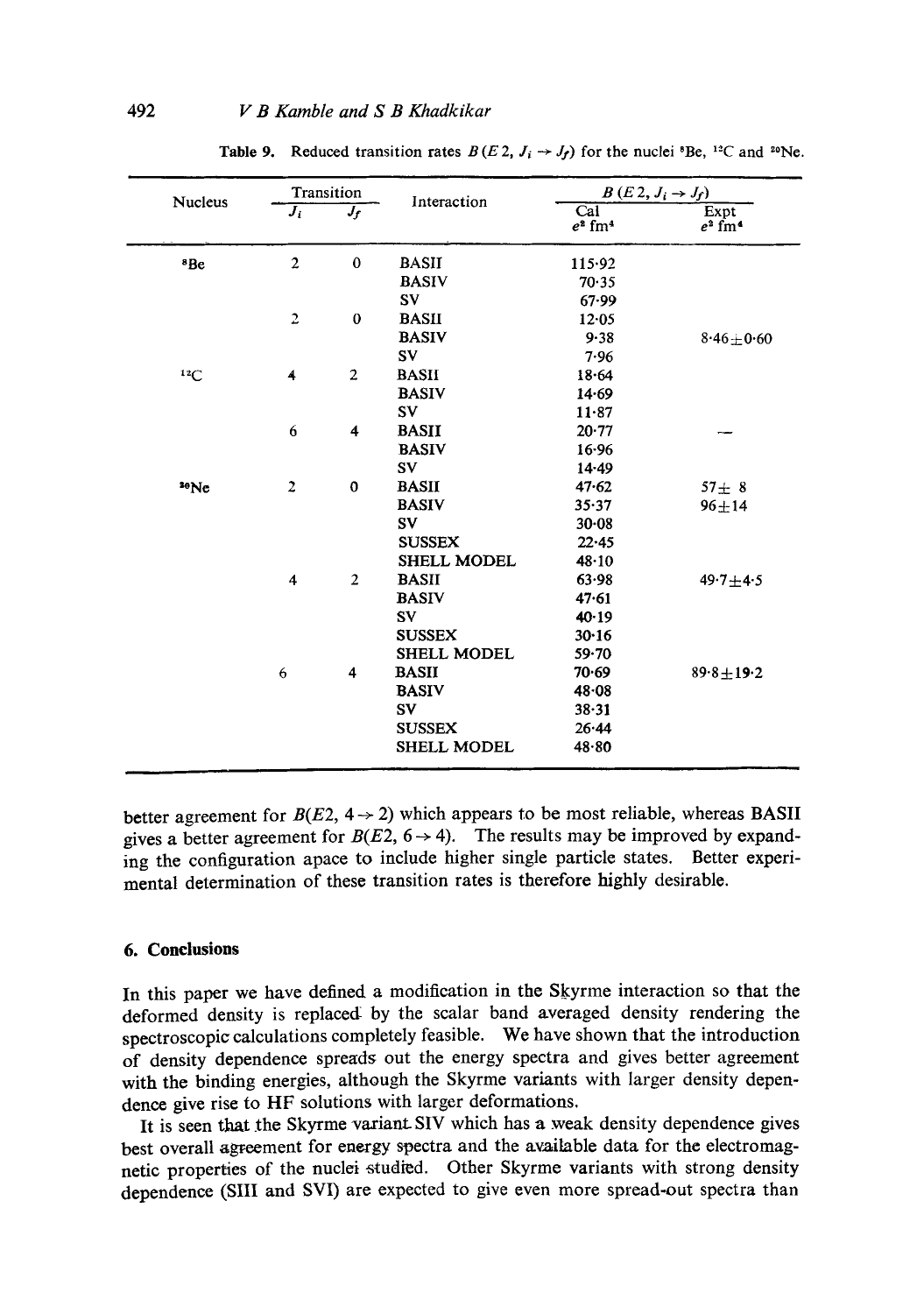**Table 9.** Reduced transition rates $B(E2, J_i \rightarrow J_f)$ for the nuclei $^{8}$Be, $^{12}$C and $^{20}$Ne.

| Nucleus | Transition | | Interaction | $B(E2, J_i \rightarrow J_f)$ | |
|---|---|---|---|---|---|
| | $J_i$ | $J_f$ | | Cal $e^2$ fm$^4$ | Expt $e^2$ fm$^4$ |
| $^{8}$Be | 2 | 0 | BASII | 115·92 | |
| | | | BASIV | 70·35 | |
| | | | SV | 67·99 | |
| | 2 | 0 | BASII | 12·05 | |
| | | | BASIV | 9·38 | 8·46±0·60 |
| | | | SV | 7·96 | |
| $^{12}$C | 4 | 2 | BASII | 18·64 | |
| | | | BASIV | 14·69 | |
| | | | SV | 11·87 | |
| | 6 | 4 | BASII | 20·77 | — |
| | | | BASIV | 16·96 | |
| | | | SV | 14·49 | |
| $^{20}$Ne | 2 | 0 | BASII | 47·62 | 57± 8 |
| | | | BASIV | 35·37 | 96±14 |
| | | | SV | 30·08 | |
| | | | SUSSEX | 22·45 | |
| | | | SHELL MODEL | 48·10 | |
| | 4 | 2 | BASII | 63·98 | 49·7±4·5 |
| | | | BASIV | 47·61 | |
| | | | SV | 40·19 | |
| | | | SUSSEX | 30·16 | |
| | | | SHELL MODEL | 59·70 | |
| | 6 | 4 | BASII | 70·69 | 89·8±19·2 |
| | | | BASIV | 48·08 | |
| | | | SV | 38·31 | |
| | | | SUSSEX | 26·44 | |
| | | | SHELL MODEL | 48·80 | |

better agreement for $B(E2, 4 \rightarrow 2)$ which appears to be most reliable, whereas BASII gives a better agreement for $B(E2, 6 \rightarrow 4)$. The results may be improved by expanding the configuration apace to include higher single particle states. Better experimental determination of these transition rates is therefore highly desirable.

## 6. Conclusions

In this paper we have defined a modification in the Skyrme interaction so that the deformed density is replaced by the scalar band averaged density rendering the spectroscopic calculations completely feasible. We have shown that the introduction of density dependence spreads out the energy spectra and gives better agreement with the binding energies, although the Skyrme variants with larger density dependence give rise to HF solutions with larger deformations.

It is seen that the Skyrme variant SIV which has a weak density dependence gives best overall agreement for energy spectra and the available data for the electromagnetic properties of the nuclei studied. Other Skyrme variants with strong density dependence (SIII and SVI) are expected to give even more spread-out spectra than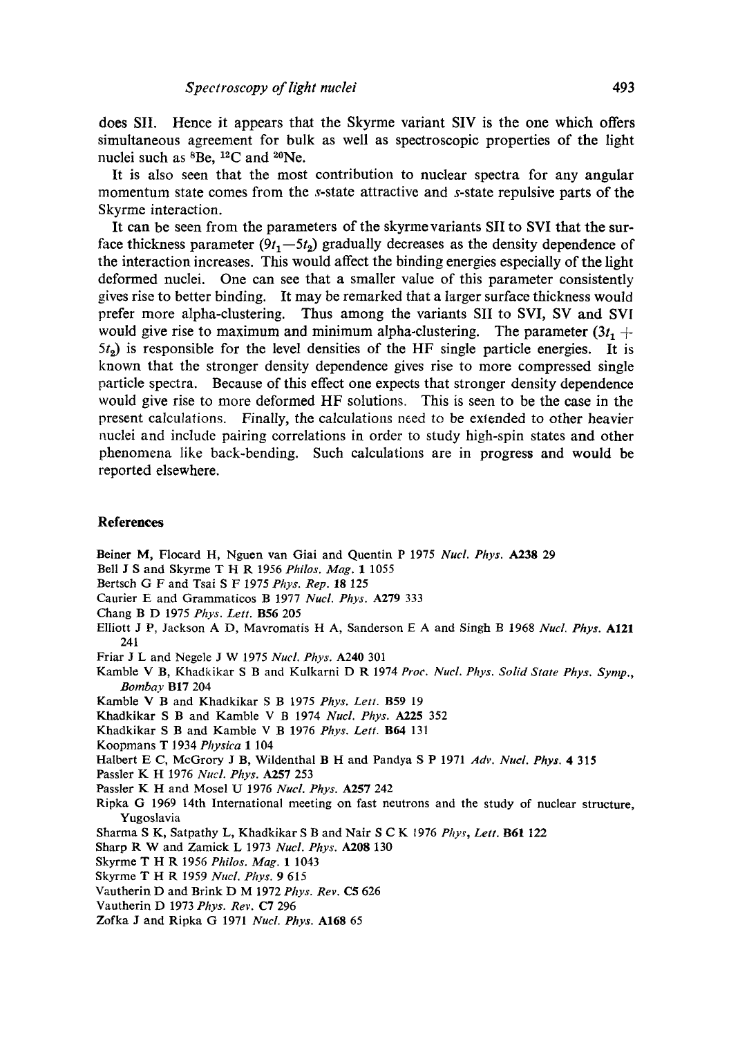does SII. Hence it appears that the Skyrme variant SIV is the one which offers simultaneous agreement for bulk as well as spectroscopic properties of the light nuclei such as $^{8}$Be, $^{12}$C and $^{20}$Ne.

It is also seen that the most contribution to nuclear spectra for any angular momentum state comes from the $s$-state attractive and $s$-state repulsive parts of the Skyrme interaction.

It can be seen from the parameters of the skyrme variants SII to SVI that the surface thickness parameter $(9t_1-5t_2)$ gradually decreases as the density dependence of the interaction increases. This would affect the binding energies especially of the light deformed nuclei. One can see that a smaller value of this parameter consistently gives rise to better binding. It may be remarked that a larger surface thickness would prefer more alpha-clustering. Thus among the variants SII to SVI, SV and SVI would give rise to maximum and minimum alpha-clustering. The parameter $(3t_1+5t_2)$ is responsible for the level densities of the HF single particle energies. It is known that the stronger density dependence gives rise to more compressed single particle spectra. Because of this effect one expects that stronger density dependence would give rise to more deformed HF solutions. This is seen to be the case in the present calculations. Finally, the calculations need to be extended to other heavier nuclei and include pairing correlations in order to study high-spin states and other phenomena like back-bending. Such calculations are in progress and would be reported elsewhere.

## References

Beiner M, Flocard H, Nguen van Giai and Quentin P 1975 *Nucl. Phys.* **A238** 29

Bell J S and Skyrme T H R 1956 *Philos. Mag.* **1** 1055

Bertsch G F and Tsai S F 1975 *Phys. Rep.* **18** 125

Caurier E and Grammaticos B 1977 *Nucl. Phys.* **A279** 333

Chang B D 1975 *Phys. Lett.* **B56** 205

Elliott J P, Jackson A D, Mavromatis H A, Sanderson E A and Singh B 1968 *Nucl. Phys.* **A121** 241

Friar J L and Negele J W 1975 *Nucl. Phys.* **A240** 301

Kamble V B, Khadkikar S B and Kulkarni D R 1974 *Proc. Nucl. Phys. Solid State Phys. Symp., Bombay* **B17** 204

Kamble V B and Khadkikar S B 1975 *Phys. Lett.* **B59** 19

Khadkikar S B and Kamble V B 1974 *Nucl. Phys.* **A225** 352

Khadkikar S B and Kamble V B 1976 *Phys. Lett.* **B64** 131

Koopmans T 1934 *Physica* **1** 104

Halbert E C, McGrory J B, Wildenthal B H and Pandya S P 1971 *Adv. Nucl. Phys.* **4** 315

Passler K H 1976 *Nucl. Phys.* **A257** 253

Passler K H and Mosel U 1976 *Nucl. Phys.* **A257** 242

Ripka G 1969 14th International meeting on fast neutrons and the study of nuclear structure, Yugoslavia

Sharma S K, Satpathy L, Khadkikar S B and Nair S C K 1976 *Phys, Lett.* **B61** 122

Sharp R W and Zamick L 1973 *Nucl. Phys.* **A208** 130

Skyrme T H R 1956 *Philos. Mag.* **1** 1043

Skyrme T H R 1959 *Nucl. Phys.* **9** 615

Vautherin D and Brink D M 1972 *Phys. Rev.* **C5** 626

Vautherin D 1973 *Phys. Rev.* **C7** 296

Zofka J and Ripka G 1971 *Nucl. Phys.* **A168** 65